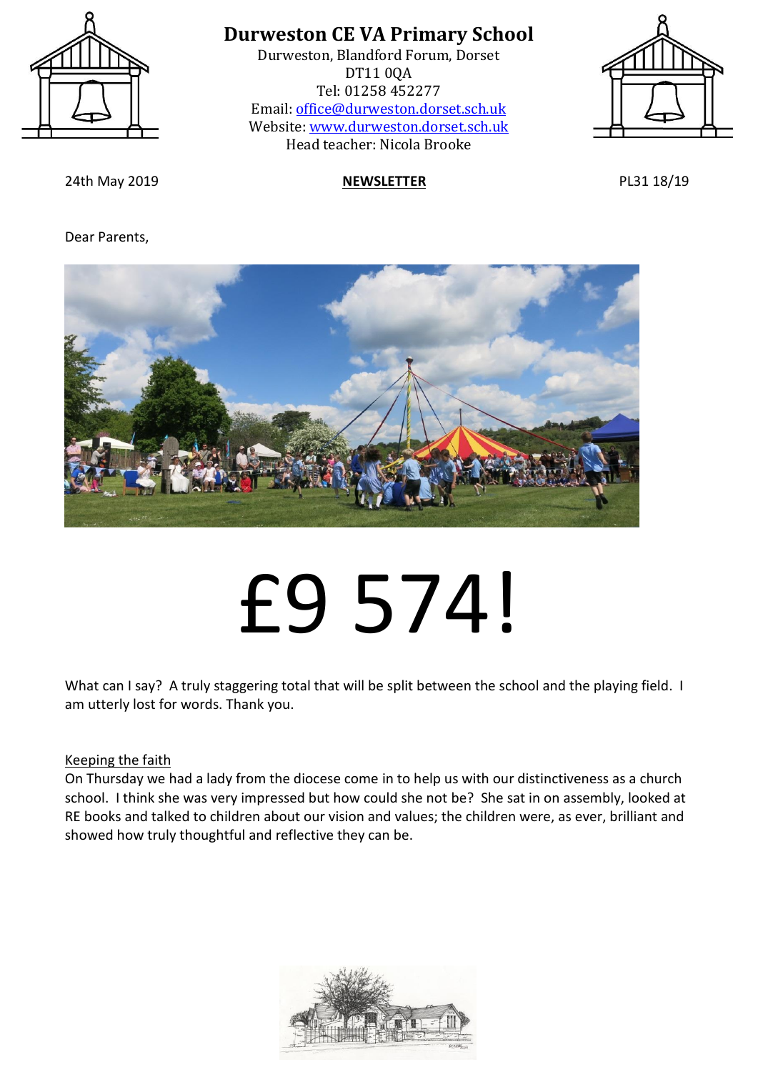# Durweston CE VA Primary School

Durweston, Blandford Forum, Dorset
DT11 0QA
Tel: 01258 452277
Email: office@durweston.dorset.sch.uk
Website: www.durweston.dorset.sch.uk
Head teacher: Nicola Brooke

24th May 2019 **NEWSLETTER** PL31 18/19

Dear Parents,

# £9 574!

What can I say? A truly staggering total that will be split between the school and the playing field. I am utterly lost for words. Thank you.

Keeping the faith

On Thursday we had a lady from the diocese come in to help us with our distinctiveness as a church school. I think she was very impressed but how could she not be? She sat in on assembly, looked at RE books and talked to children about our vision and values; the children were, as ever, brilliant and showed how truly thoughtful and reflective they can be.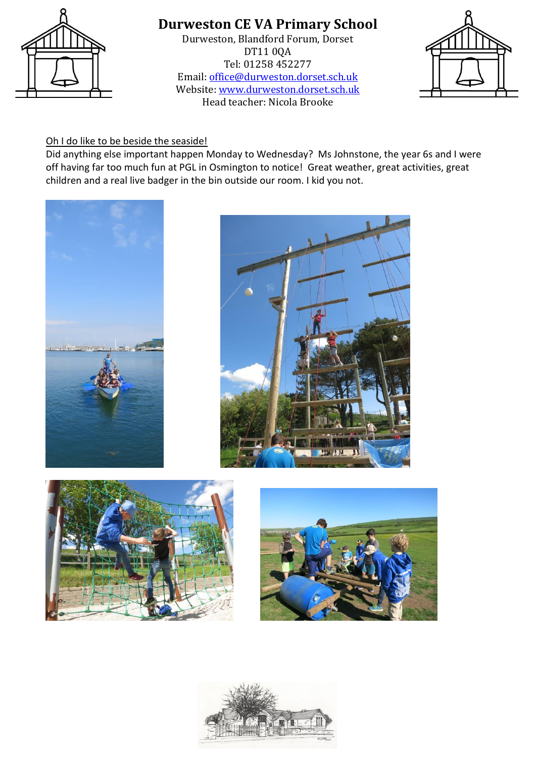# Durweston CE VA Primary School

Durweston, Blandford Forum, Dorset
DT11 0QA
Tel: 01258 452277
Email: office@durweston.dorset.sch.uk
Website: www.durweston.dorset.sch.uk
Head teacher: Nicola Brooke

Oh I do like to be beside the seaside!

Did anything else important happen Monday to Wednesday? Ms Johnstone, the year 6s and I were off having far too much fun at PGL in Osmington to notice! Great weather, great activities, great children and a real live badger in the bin outside our room. I kid you not.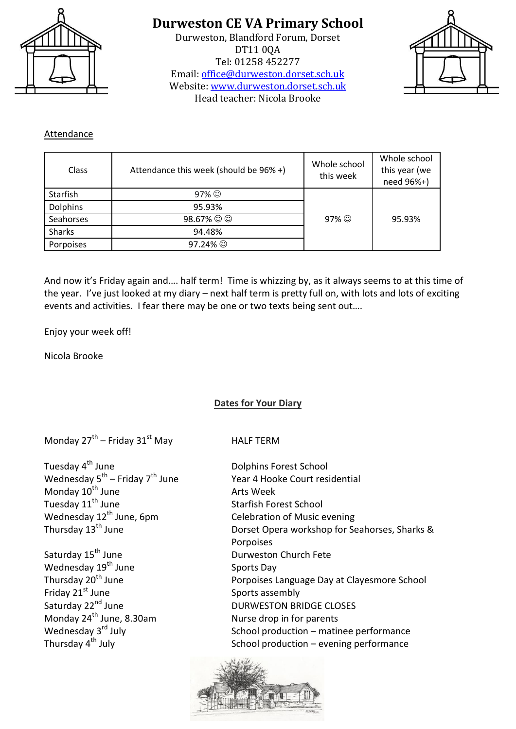# Durweston CE VA Primary School

Durweston, Blandford Forum, Dorset
DT11 0QA
Tel: 01258 452277
Email: office@durweston.dorset.sch.uk
Website: www.durweston.dorset.sch.uk
Head teacher: Nicola Brooke

## Attendance

| Class | Attendance this week (should be 96% +) | Whole school this week | Whole school this year (we need 96%+) |
|---|---|---|---|
| Starfish | 97% ☺ | 97% ☺ | 95.93% |
| Dolphins | 95.93% | | |
| Seahorses | 98.67% ☺ ☺ | | |
| Sharks | 94.48% | | |
| Porpoises | 97.24% ☺ | | |

And now it's Friday again and…. half term! Time is whizzing by, as it always seems to at this time of the year. I've just looked at my diary – next half term is pretty full on, with lots and lots of exciting events and activities. I fear there may be one or two texts being sent out….

Enjoy your week off!

Nicola Brooke

## Dates for Your Diary

| | |
|---|---|
| Monday 27th – Friday 31st May | HALF TERM |
| Tuesday 4th June | Dolphins Forest School |
| Wednesday 5th – Friday 7th June | Year 4 Hooke Court residential |
| Monday 10th June | Arts Week |
| Tuesday 11th June | Starfish Forest School |
| Wednesday 12th June, 6pm | Celebration of Music evening |
| Thursday 13th June | Dorset Opera workshop for Seahorses, Sharks & Porpoises |
| Saturday 15th June | Durweston Church Fete |
| Wednesday 19th June | Sports Day |
| Thursday 20th June | Porpoises Language Day at Clayesmore School |
| Friday 21st June | Sports assembly |
| Saturday 22nd June | DURWESTON BRIDGE CLOSES |
| Monday 24th June, 8.30am | Nurse drop in for parents |
| Wednesday 3rd July | School production – matinee performance |
| Thursday 4th July | School production – evening performance |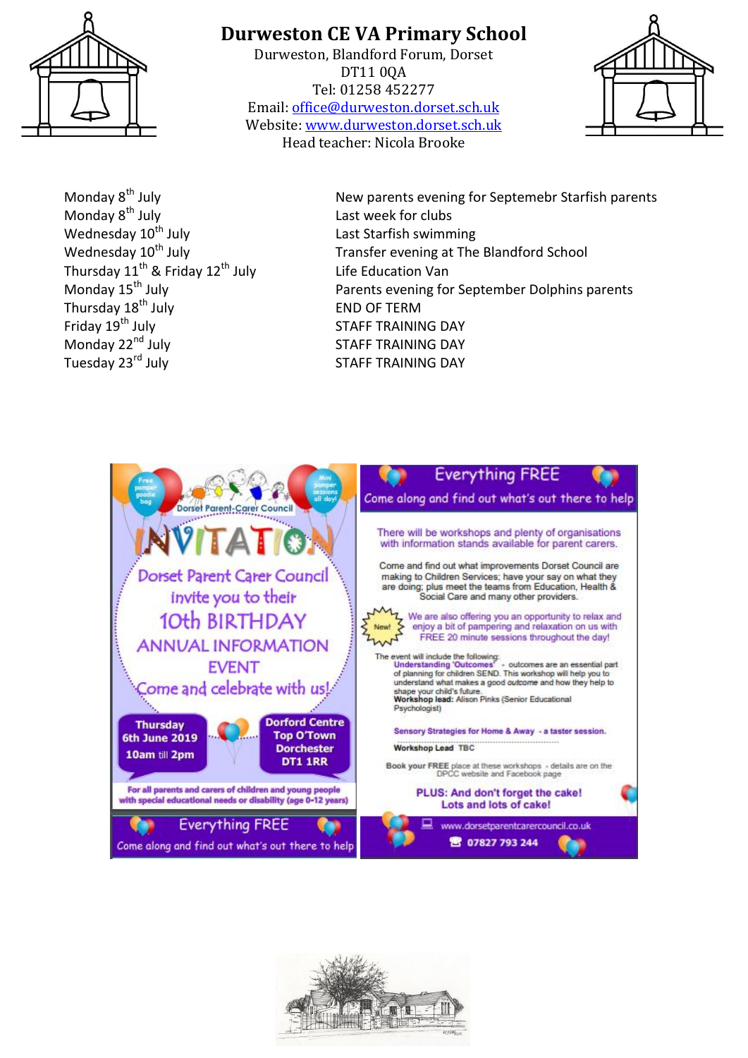# Durweston CE VA Primary School

Durweston, Blandford Forum, Dorset
DT11 0QA
Tel: 01258 452277
Email: office@durweston.dorset.sch.uk
Website: www.durweston.dorset.sch.uk
Head teacher: Nicola Brooke

| | |
|---|---|
| Monday 8th July | New parents evening for Septemebr Starfish parents |
| Monday 8th July | Last week for clubs |
| Wednesday 10th July | Last Starfish swimming |
| Wednesday 10th July | Transfer evening at The Blandford School |
| Thursday 11th & Friday 12th July | Life Education Van |
| Monday 15th July | Parents evening for September Dolphins parents |
| Thursday 18th July | END OF TERM |
| Friday 19th July | STAFF TRAINING DAY |
| Monday 22nd July | STAFF TRAINING DAY |
| Tuesday 23rd July | STAFF TRAINING DAY |

Free pamper goodie bag

Mini pamper sessions all day!

Dorset Parent-Carer Council

**INVITATION**

Dorset Parent Carer Council invite you to their 10th BIRTHDAY ANNUAL INFORMATION EVENT

Come and celebrate with us!

**Thursday 6th June 2019 10am till 2pm**

**Dorford Centre Top O'Town Dorchester DT1 1RR**

For all parents and carers of children and young people with special educational needs or disability (age 0-12 years)

Everything FREE
Come along and find out what's out there to help

Everything FREE
Come along and find out what's out there to help

There will be workshops and plenty of organisations with information stands available for parent carers.

Come and find out what improvements Dorset Council are making to Children Services; have your say on what they are doing; plus meet the teams from Education, Health & Social Care and many other providers.

New!

We are also offering you an opportunity to relax and enjoy a bit of pampering and relaxation on us with FREE 20 minute sessions throughout the day!

The event will include the following:
**Understanding 'Outcomes'** - outcomes are an essential part of planning for children SEND. This workshop will help you to understand what makes a good outcome and how they help to shape your child's future.
**Workshop lead:** Alison Pinks (Senior Educational Psychologist)

**Sensory Strategies for Home & Away** - a taster session.
**Workshop Lead** TBC

Book your FREE place at these workshops - details are on the DPCC website and Facebook page

**PLUS: And don't forget the cake! Lots and lots of cake!**

www.dorsetparentcarercouncil.co.uk
**07827 793 244**